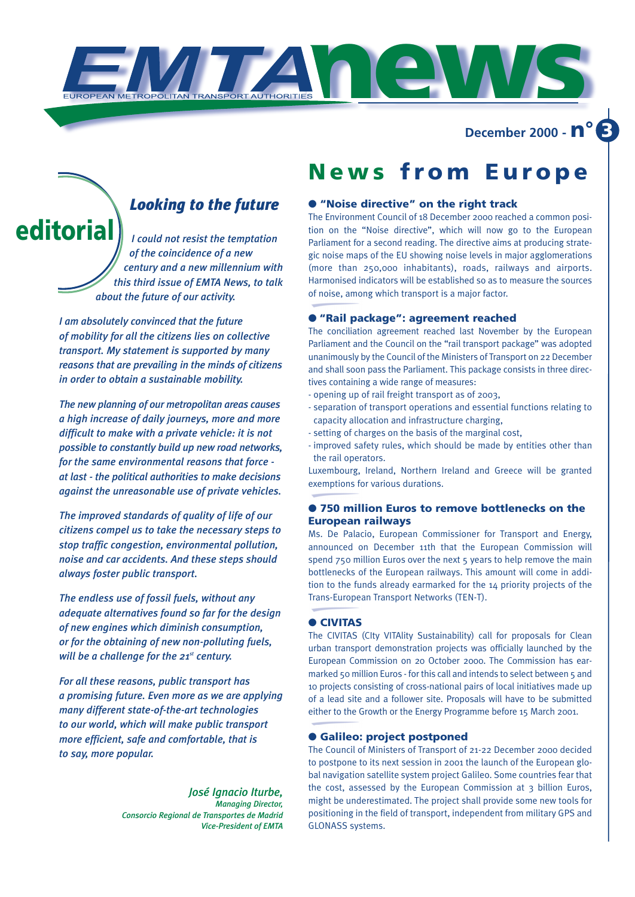# EMTA news

EUROPEAN METROPOLITAN TRANSPORT AUTHORITIES

December 2000 - n° 3

## editorial

### *Looking to the future*

*I could not resist the temptation of the coincidence of a new century and a new millennium with this third issue of EMTA News, to talk about the future of our activity.*

*I am absolutely convinced that the future of mobility for all the citizens lies on collective transport. My statement is supported by many reasons that are prevailing in the minds of citizens in order to obtain a sustainable mobility.*

*The new planning of our metropolitan areas causes a high increase of daily journeys, more and more difficult to make with a private vehicle: it is not possible to constantly build up new road networks, for the same environmental reasons that force - at last - the political authorities to make decisions against the unreasonable use of private vehicles.*

*The improved standards of quality of life of our citizens compel us to take the necessary steps to stop traffic congestion, environmental pollution, noise and car accidents. And these steps should always foster public transport.*

*The endless use of fossil fuels, without any adequate alternatives found so far for the design of new engines which diminish consumption, or for the obtaining of new non-polluting fuels, will be a challenge for the 21st century.*

*For all these reasons, public transport has a promising future. Even more as we are applying many different state-of-the-art technologies to our world, which will make public transport more efficient, safe and comfortable, that is to say, more popular.*

*José Ignacio Iturbe,*
*Managing Director,*
*Consorcio Regional de Transportes de Madrid*
*Vice-President of EMTA*

## News from Europe

### ● "Noise directive" on the right track

The Environment Council of 18 December 2000 reached a common position on the "Noise directive", which will now go to the European Parliament for a second reading. The directive aims at producing strategic noise maps of the EU showing noise levels in major agglomerations (more than 250,000 inhabitants), roads, railways and airports. Harmonised indicators will be established so as to measure the sources of noise, among which transport is a major factor.

### ● "Rail package": agreement reached

The conciliation agreement reached last November by the European Parliament and the Council on the "rail transport package" was adopted unanimously by the Council of the Ministers of Transport on 22 December and shall soon pass the Parliament. This package consists in three directives containing a wide range of measures:

- opening up of rail freight transport as of 2003,
- separation of transport operations and essential functions relating to capacity allocation and infrastructure charging,
- setting of charges on the basis of the marginal cost,
- improved safety rules, which should be made by entities other than the rail operators.

Luxembourg, Ireland, Northern Ireland and Greece will be granted exemptions for various durations.

### ● 750 million Euros to remove bottlenecks on the European railways

Ms. De Palacio, European Commissioner for Transport and Energy, announced on December 11th that the European Commission will spend 750 million Euros over the next 5 years to help remove the main bottlenecks of the European railways. This amount will come in addition to the funds already earmarked for the 14 priority projects of the Trans-European Transport Networks (TEN-T).

### ● CIVITAS

The CIVITAS (CIty VITAlity Sustainability) call for proposals for Clean urban transport demonstration projects was officially launched by the European Commission on 20 October 2000. The Commission has earmarked 50 million Euros - for this call and intends to select between 5 and 10 projects consisting of cross-national pairs of local initiatives made up of a lead site and a follower site. Proposals will have to be submitted either to the Growth or the Energy Programme before 15 March 2001.

### ● Galileo: project postponed

The Council of Ministers of Transport of 21-22 December 2000 decided to postpone to its next session in 2001 the launch of the European global navigation satellite system project Galileo. Some countries fear that the cost, assessed by the European Commission at 3 billion Euros, might be underestimated. The project shall provide some new tools for positioning in the field of transport, independent from military GPS and GLONASS systems.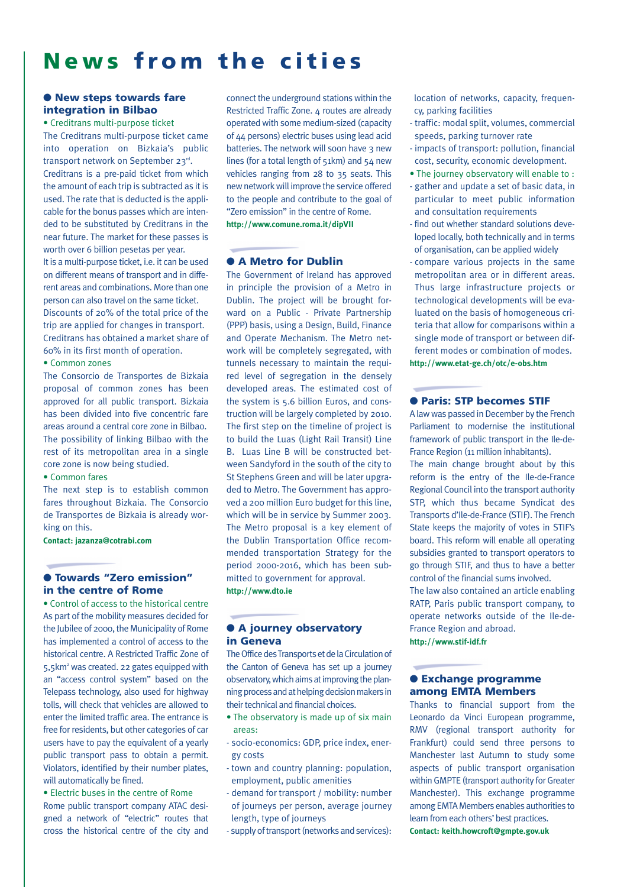# News from the cities

## ● New steps towards fare integration in Bilbao

• Creditrans multi-purpose ticket

The Creditrans multi-purpose ticket came into operation on Bizkaia's public transport network on September 23rd.

Creditrans is a pre-paid ticket from which the amount of each trip is subtracted as it is used. The rate that is deducted is the applicable for the bonus passes which are intended to be substituted by Creditrans in the near future. The market for these passes is worth over 6 billion pesetas per year.

It is a multi-purpose ticket, i.e. it can be used on different means of transport and in different areas and combinations. More than one person can also travel on the same ticket.

Discounts of 20% of the total price of the trip are applied for changes in transport.

Creditrans has obtained a market share of 60% in its first month of operation.

• Common zones

The Consorcio de Transportes de Bizkaia proposal of common zones has been approved for all public transport. Bizkaia has been divided into five concentric fare areas around a central core zone in Bilbao. The possibility of linking Bilbao with the rest of its metropolitan area in a single core zone is now being studied.

• Common fares

The next step is to establish common fares throughout Bizkaia. The Consorcio de Transportes de Bizkaia is already working on this.

**Contact: jazanza@cotrabi.com**

## ● Towards "Zero emission" in the centre of Rome

• Control of access to the historical centre

As part of the mobility measures decided for the Jubilee of 2000, the Municipality of Rome has implemented a control of access to the historical centre. A Restricted Traffic Zone of 5,5km² was created. 22 gates equipped with an "access control system" based on the Telepass technology, also used for highway tolls, will check that vehicles are allowed to enter the limited traffic area. The entrance is free for residents, but other categories of car users have to pay the equivalent of a yearly public transport pass to obtain a permit. Violators, identified by their number plates, will automatically be fined.

• Electric buses in the centre of Rome

Rome public transport company ATAC designed a network of "electric" routes that cross the historical centre of the city and connect the underground stations within the Restricted Traffic Zone. 4 routes are already operated with some medium-sized (capacity of 44 persons) electric buses using lead acid batteries. The network will soon have 3 new lines (for a total length of 51km) and 54 new vehicles ranging from 28 to 35 seats. This new network will improve the service offered to the people and contribute to the goal of "Zero emission" in the centre of Rome.

**http://www.comune.roma.it/dipVII**

## ● A Metro for Dublin

The Government of Ireland has approved in principle the provision of a Metro in Dublin. The project will be brought forward on a Public - Private Partnership (PPP) basis, using a Design, Build, Finance and Operate Mechanism. The Metro network will be completely segregated, with tunnels necessary to maintain the required level of segregation in the densely developed areas. The estimated cost of the system is 5.6 billion Euros, and construction will be largely completed by 2010. The first step on the timeline of project is to build the Luas (Light Rail Transit) Line B. Luas Line B will be constructed between Sandyford in the south of the city to St Stephens Green and will be later upgraded to Metro. The Government has approved a 200 million Euro budget for this line, which will be in service by Summer 2003. The Metro proposal is a key element of the Dublin Transportation Office recommended transportation Strategy for the period 2000-2016, which has been submitted to government for approval.

**http://www.dto.ie**

## ● A journey observatory in Geneva

The Office des Transports et de la Circulation of the Canton of Geneva has set up a journey observatory, which aims at improving the planning process and at helping decision makers in their technical and financial choices.

• The observatory is made up of six main areas:

- socio-economics: GDP, price index, energy costs
- town and country planning: population, employment, public amenities
- demand for transport / mobility: number of journeys per person, average journey length, type of journeys
- supply of transport (networks and services): location of networks, capacity, frequency, parking facilities
- traffic: modal split, volumes, commercial speeds, parking turnover rate
- impacts of transport: pollution, financial cost, security, economic development.

• The journey observatory will enable to :

- gather and update a set of basic data, in particular to meet public information and consultation requirements
- find out whether standard solutions developed locally, both technically and in terms of organisation, can be applied widely
- compare various projects in the same metropolitan area or in different areas. Thus large infrastructure projects or technological developments will be evaluated on the basis of homogeneous criteria that allow for comparisons within a single mode of transport or between different modes or combination of modes.

**http://www.etat-ge.ch/otc/e-obs.htm**

## ● Paris: STP becomes STIF

A law was passed in December by the French Parliament to modernise the institutional framework of public transport in the Ile-de-France Region (11 million inhabitants).

The main change brought about by this reform is the entry of the Ile-de-France Regional Council into the transport authority STP, which thus became Syndicat des Transports d'Ile-de-France (STIF). The French State keeps the majority of votes in STIF's board. This reform will enable all operating subsidies granted to transport operators to go through STIF, and thus to have a better control of the financial sums involved.

The law also contained an article enabling RATP, Paris public transport company, to operate networks outside of the Ile-de-France Region and abroad.

**http://www.stif-idf.fr**

## ● Exchange programme among EMTA Members

Thanks to financial support from the Leonardo da Vinci European programme, RMV (regional transport authority for Frankfurt) could send three persons to Manchester last Autumn to study some aspects of public transport organisation within GMPTE (transport authority for Greater Manchester). This exchange programme among EMTA Members enables authorities to learn from each others' best practices.

**Contact: keith.howcroft@gmpte.gov.uk**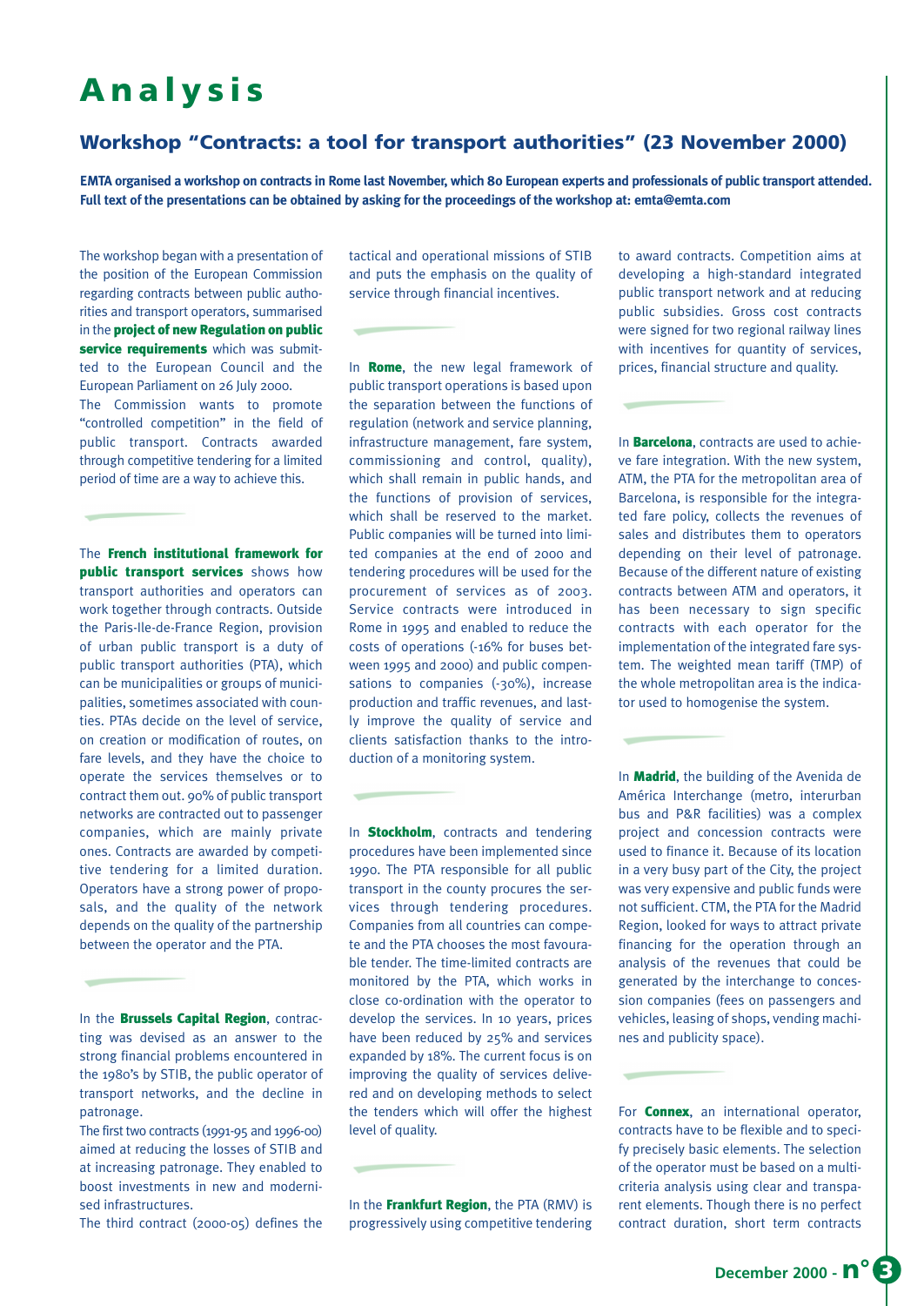# Analysis

## Workshop "Contracts: a tool for transport authorities" (23 November 2000)

**EMTA organised a workshop on contracts in Rome last November, which 80 European experts and professionals of public transport attended. Full text of the presentations can be obtained by asking for the proceedings of the workshop at: emta@emta.com**

The workshop began with a presentation of the position of the European Commission regarding contracts between public authorities and transport operators, summarised in the **project of new Regulation on public service requirements** which was submitted to the European Council and the European Parliament on 26 July 2000.
The Commission wants to promote "controlled competition" in the field of public transport. Contracts awarded through competitive tendering for a limited period of time are a way to achieve this.

The **French institutional framework for public transport services** shows how transport authorities and operators can work together through contracts. Outside the Paris-Ile-de-France Region, provision of urban public transport is a duty of public transport authorities (PTA), which can be municipalities or groups of municipalities, sometimes associated with counties. PTAs decide on the level of service, on creation or modification of routes, on fare levels, and they have the choice to operate the services themselves or to contract them out. 90% of public transport networks are contracted out to passenger companies, which are mainly private ones. Contracts are awarded by competitive tendering for a limited duration. Operators have a strong power of proposals, and the quality of the network depends on the quality of the partnership between the operator and the PTA.

In the **Brussels Capital Region**, contracting was devised as an answer to the strong financial problems encountered in the 1980's by STIB, the public operator of transport networks, and the decline in patronage.
The first two contracts (1991-95 and 1996-00) aimed at reducing the losses of STIB and at increasing patronage. They enabled to boost investments in new and modernised infrastructures.
The third contract (2000-05) defines the tactical and operational missions of STIB and puts the emphasis on the quality of service through financial incentives.

In **Rome**, the new legal framework of public transport operations is based upon the separation between the functions of regulation (network and service planning, infrastructure management, fare system, commissioning and control, quality), which shall remain in public hands, and the functions of provision of services, which shall be reserved to the market. Public companies will be turned into limited companies at the end of 2000 and tendering procedures will be used for the procurement of services as of 2003. Service contracts were introduced in Rome in 1995 and enabled to reduce the costs of operations (-16% for buses between 1995 and 2000) and public compensations to companies (-30%), increase production and traffic revenues, and lastly improve the quality of service and clients satisfaction thanks to the introduction of a monitoring system.

In **Stockholm**, contracts and tendering procedures have been implemented since 1990. The PTA responsible for all public transport in the county procures the services through tendering procedures. Companies from all countries can compete and the PTA chooses the most favourable tender. The time-limited contracts are monitored by the PTA, which works in close co-ordination with the operator to develop the services. In 10 years, prices have been reduced by 25% and services expanded by 18%. The current focus is on improving the quality of services delivered and on developing methods to select the tenders which will offer the highest level of quality.

In the **Frankfurt Region**, the PTA (RMV) is progressively using competitive tendering to award contracts. Competition aims at developing a high-standard integrated public transport network and at reducing public subsidies. Gross cost contracts were signed for two regional railway lines with incentives for quantity of services, prices, financial structure and quality.

In **Barcelona**, contracts are used to achieve fare integration. With the new system, ATM, the PTA for the metropolitan area of Barcelona, is responsible for the integrated fare policy, collects the revenues of sales and distributes them to operators depending on their level of patronage. Because of the different nature of existing contracts between ATM and operators, it has been necessary to sign specific contracts with each operator for the implementation of the integrated fare system. The weighted mean tariff (TMP) of the whole metropolitan area is the indicator used to homogenise the system.

In **Madrid**, the building of the Avenida de América Interchange (metro, interurban bus and P&R facilities) was a complex project and concession contracts were used to finance it. Because of its location in a very busy part of the City, the project was very expensive and public funds were not sufficient. CTM, the PTA for the Madrid Region, looked for ways to attract private financing for the operation through an analysis of the revenues that could be generated by the interchange to concession companies (fees on passengers and vehicles, leasing of shops, vending machines and publicity space).

For **Connex**, an international operator, contracts have to be flexible and to specify precisely basic elements. The selection of the operator must be based on a multicriteria analysis using clear and transparent elements. Though there is no perfect contract duration, short term contracts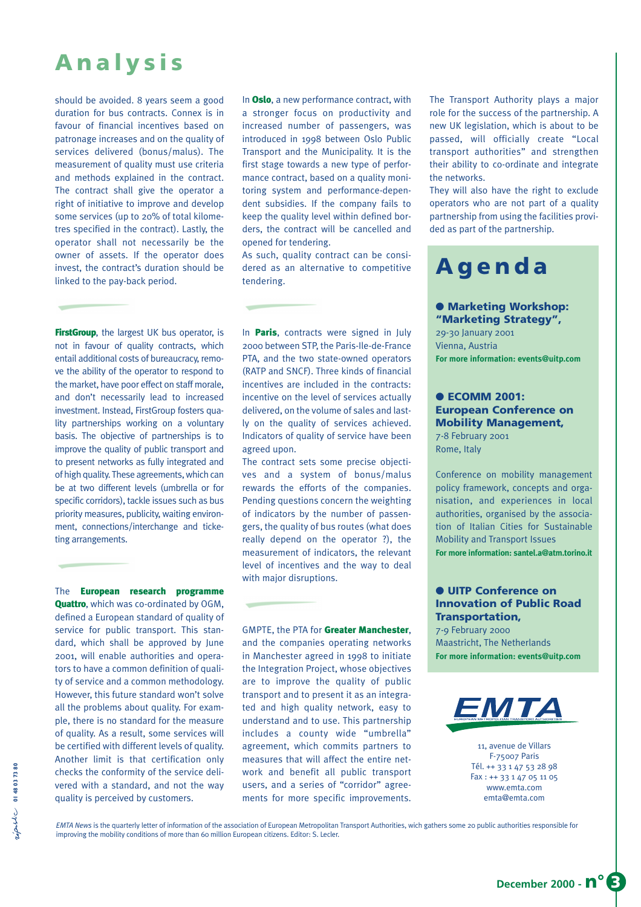# Analysis

should be avoided. 8 years seem a good duration for bus contracts. Connex is in favour of financial incentives based on patronage increases and on the quality of services delivered (bonus/malus). The measurement of quality must use criteria and methods explained in the contract. The contract shall give the operator a right of initiative to improve and develop some services (up to 20% of total kilometres specified in the contract). Lastly, the operator shall not necessarily be the owner of assets. If the operator does invest, the contract's duration should be linked to the pay-back period.

**FirstGroup**, the largest UK bus operator, is not in favour of quality contracts, which entail additional costs of bureaucracy, remove the ability of the operator to respond to the market, have poor effect on staff morale, and don't necessarily lead to increased investment. Instead, FirstGroup fosters quality partnerships working on a voluntary basis. The objective of partnerships is to improve the quality of public transport and to present networks as fully integrated and of high quality. These agreements, which can be at two different levels (umbrella or for specific corridors), tackle issues such as bus priority measures, publicity, waiting environment, connections/interchange and ticketing arrangements.

The **European research programme Quattro**, which was co-ordinated by OGM, defined a European standard of quality of service for public transport. This standard, which shall be approved by June 2001, will enable authorities and operators to have a common definition of quality of service and a common methodology. However, this future standard won't solve all the problems about quality. For example, there is no standard for the measure of quality. As a result, some services will be certified with different levels of quality. Another limit is that certification only checks the conformity of the service delivered with a standard, and not the way quality is perceived by customers.

In **Oslo**, a new performance contract, with a stronger focus on productivity and increased number of passengers, was introduced in 1998 between Oslo Public Transport and the Municipality. It is the first stage towards a new type of performance contract, based on a quality monitoring system and performance-dependent subsidies. If the company fails to keep the quality level within defined borders, the contract will be cancelled and opened for tendering.
As such, quality contract can be considered as an alternative to competitive tendering.

In **Paris**, contracts were signed in July 2000 between STP, the Paris-Ile-de-France PTA, and the two state-owned operators (RATP and SNCF). Three kinds of financial incentives are included in the contracts: incentive on the level of services actually delivered, on the volume of sales and lastly on the quality of services achieved. Indicators of quality of service have been agreed upon.
The contract sets some precise objectives and a system of bonus/malus rewards the efforts of the companies. Pending questions concern the weighting of indicators by the number of passengers, the quality of bus routes (what does really depend on the operator ?), the measurement of indicators, the relevant level of incentives and the way to deal with major disruptions.

GMPTE, the PTA for **Greater Manchester**, and the companies operating networks in Manchester agreed in 1998 to initiate the Integration Project, whose objectives are to improve the quality of public transport and to present it as an integrated and high quality network, easy to understand and to use. This partnership includes a county wide "umbrella" agreement, which commits partners to measures that will affect the entire network and benefit all public transport users, and a series of "corridor" agreements for more specific improvements.

The Transport Authority plays a major role for the success of the partnership. A new UK legislation, which is about to be passed, will officially create "Local transport authorities" and strengthen their ability to co-ordinate and integrate the networks.
They will also have the right to exclude operators who are not part of a quality partnership from using the facilities provided as part of the partnership.

# Agenda

● **Marketing Workshop: "Marketing Strategy",**
29-30 January 2001
Vienna, Austria
**For more information: events@uitp.com**

● **ECOMM 2001: European Conference on Mobility Management,**
7-8 February 2001
Rome, Italy

Conference on mobility management policy framework, concepts and organisation, and experiences in local authorities, organised by the association of Italian Cities for Sustainable Mobility and Transport Issues
**For more information: santel.a@atm.torino.it**

● **UITP Conference on Innovation of Public Road Transportation,**
7-9 February 2000
Maastricht, The Netherlands
**For more information: events@uitp.com**

EMTA
EUROPEAN METROPOLITAN TRANSPORT AUTHORITIES

11, avenue de Villars
F-75007 Paris
Tél. ++ 33 1 47 53 28 98
Fax : ++ 33 1 47 05 11 05
www.emta.com
emta@emta.com

*EMTA News* is the quarterly letter of information of the association of European Metropolitan Transport Authorities, wich gathers some 20 public authorities responsible for improving the mobility conditions of more than 60 million European citizens. Editor: S. Lecler.

December 2000 - n° 3